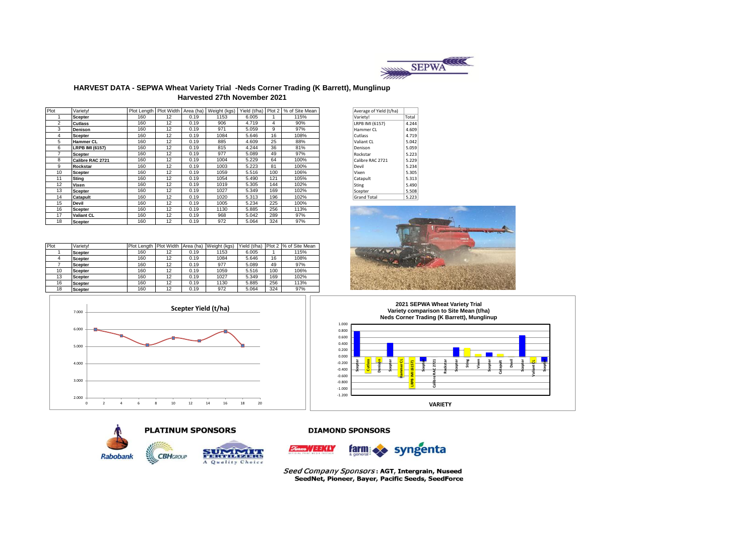# HARVEST DATA - SEPWA Wheat Variety Trial -Neds Corner Trading (K Barrett), Munglinup

## Harvested 27th November 2021

| Plot | Variety! | Plot Length | Plot Width | Area (ha) | Weight (kgs) | Yield (t/ha) | Plot 2 | % of Site Mean |
|---|---|---|---|---|---|---|---|---|
| 1 | Scepter | 160 | 12 | 0.19 | 1153 | 6.005 | 1 | 115% |
| 2 | Cutlass | 160 | 12 | 0.19 | 906 | 4.719 | 4 | 90% |
| 3 | Denison | 160 | 12 | 0.19 | 971 | 5.059 | 9 | 97% |
| 4 | Scepter | 160 | 12 | 0.19 | 1084 | 5.646 | 16 | 108% |
| 5 | Hammer CL | 160 | 12 | 0.19 | 885 | 4.609 | 25 | 88% |
| 6 | LRPB IMI (6157) | 160 | 12 | 0.19 | 815 | 4.244 | 36 | 81% |
| 7 | Scepter | 160 | 12 | 0.19 | 977 | 5.089 | 49 | 97% |
| 8 | Calibre RAC 2721 | 160 | 12 | 0.19 | 1004 | 5.229 | 64 | 100% |
| 9 | Rockstar | 160 | 12 | 0.19 | 1003 | 5.223 | 81 | 100% |
| 10 | Scepter | 160 | 12 | 0.19 | 1059 | 5.516 | 100 | 106% |
| 11 | Sting | 160 | 12 | 0.19 | 1054 | 5.490 | 121 | 105% |
| 12 | Vixen | 160 | 12 | 0.19 | 1019 | 5.305 | 144 | 102% |
| 13 | Scepter | 160 | 12 | 0.19 | 1027 | 5.349 | 169 | 102% |
| 14 | Catapult | 160 | 12 | 0.19 | 1020 | 5.313 | 196 | 102% |
| 15 | Devil | 160 | 12 | 0.19 | 1005 | 5.234 | 225 | 100% |
| 16 | Scepter | 160 | 12 | 0.19 | 1130 | 5.885 | 256 | 113% |
| 17 | Valiant CL | 160 | 12 | 0.19 | 968 | 5.042 | 289 | 97% |
| 18 | Scepter | 160 | 12 | 0.19 | 972 | 5.064 | 324 | 97% |

| Average of Yield (t/ha) | |
|---|---|
| Variety! | Total |
| LRPB IMI (6157) | 4.244 |
| Hammer CL | 4.609 |
| Cutlass | 4.719 |
| Valiant CL | 5.042 |
| Denison | 5.059 |
| Rockstar | 5.223 |
| Calibre RAC 2721 | 5.229 |
| Devil | 5.234 |
| Vixen | 5.305 |
| Catapult | 5.313 |
| Sting | 5.490 |
| Scepter | 5.508 |
| Grand Total | 5.223 |

| Plot | Variety! | Plot Length | Plot Width | Area (ha) | Weight (kgs) | Yield (t/ha) | Plot 2 | % of Site Mean |
|---|---|---|---|---|---|---|---|---|
| 1 | Scepter | 160 | 12 | 0.19 | 1153 | 6.005 | 1 | 115% |
| 4 | Scepter | 160 | 12 | 0.19 | 1084 | 5.646 | 16 | 108% |
| 7 | Scepter | 160 | 12 | 0.19 | 977 | 5.089 | 49 | 97% |
| 10 | Scepter | 160 | 12 | 0.19 | 1059 | 5.516 | 100 | 106% |
| 13 | Scepter | 160 | 12 | 0.19 | 1027 | 5.349 | 169 | 102% |
| 16 | Scepter | 160 | 12 | 0.19 | 1130 | 5.885 | 256 | 113% |
| 18 | Scepter | 160 | 12 | 0.19 | 972 | 5.064 | 324 | 97% |

**Scepter Yield (t/ha)**

**2021 SEPWA Wheat Variety Trial**
**Variety comparison to Site Mean (t/ha)**
**Neds Corner Trading (K Barrett), Munglinup**

VARIETY

**PLATINUM SPONSORS**

Rabobank, CBH Group, Summit Fertilizers – A Quality Choice

**DIAMOND SPONSORS**

Farm Weekly, farm & general, syngenta

*Seed Company Sponsors*: **AGT, Intergrain, Nuseed, SeedNet, Pioneer, Bayer, Pacific Seeds, SeedForce**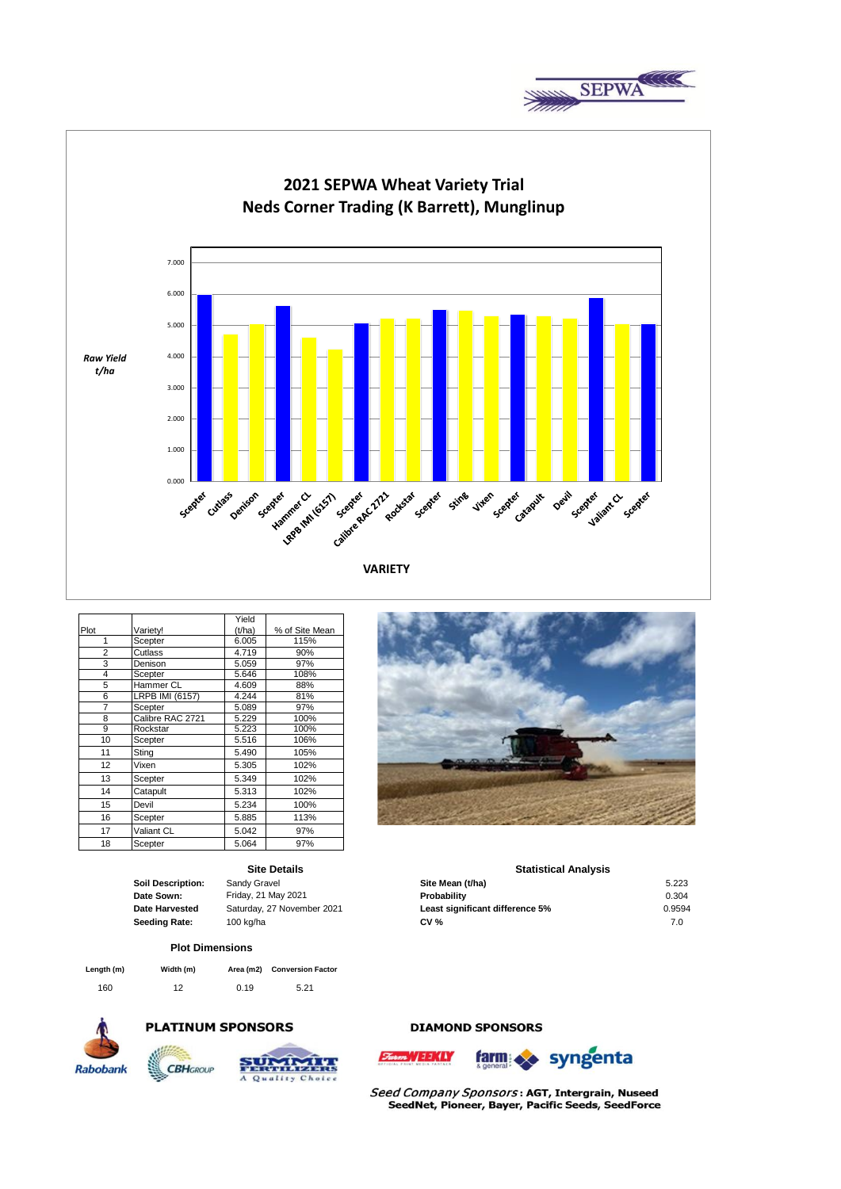# 2021 SEPWA Wheat Variety Trial
## Neds Corner Trading (K Barrett), Munglinup

| Plot | Variety! | Yield (t/ha) | % of Site Mean |
|---|---|---|---|
| 1 | Scepter | 6.005 | 115% |
| 2 | Cutlass | 4.719 | 90% |
| 3 | Denison | 5.059 | 97% |
| 4 | Scepter | 5.646 | 108% |
| 5 | Hammer CL | 4.609 | 88% |
| 6 | LRPB IMI (6157) | 4.244 | 81% |
| 7 | Scepter | 5.089 | 97% |
| 8 | Calibre RAC 2721 | 5.229 | 100% |
| 9 | Rockstar | 5.223 | 100% |
| 10 | Scepter | 5.516 | 106% |
| 11 | Sting | 5.490 | 105% |
| 12 | Vixen | 5.305 | 102% |
| 13 | Scepter | 5.349 | 102% |
| 14 | Catapult | 5.313 | 102% |
| 15 | Devil | 5.234 | 100% |
| 16 | Scepter | 5.885 | 113% |
| 17 | Valiant CL | 5.042 | 97% |
| 18 | Scepter | 5.064 | 97% |

### Site Details

| | |
|---|---|
| **Soil Description:** | Sandy Gravel |
| **Date Sown:** | Friday, 21 May 2021 |
| **Date Harvested** | Saturday, 27 November 2021 |
| **Seeding Rate:** | 100 kg/ha |

### Statistical Analysis

| | |
|---|---|
| **Site Mean (t/ha)** | 5.223 |
| **Probability** | 0.304 |
| **Least significant difference 5%** | 0.9594 |
| **CV %** | 7.0 |

### Plot Dimensions

| Length (m) | Width (m) | Area (m2) | Conversion Factor |
|---|---|---|---|
| 160 | 12 | 0.19 | 5.21 |

**PLATINUM SPONSORS**

**DIAMOND SPONSORS**

*Seed Company Sponsors*: **AGT, Intergrain, Nuseed SeedNet, Pioneer, Bayer, Pacific Seeds, SeedForce**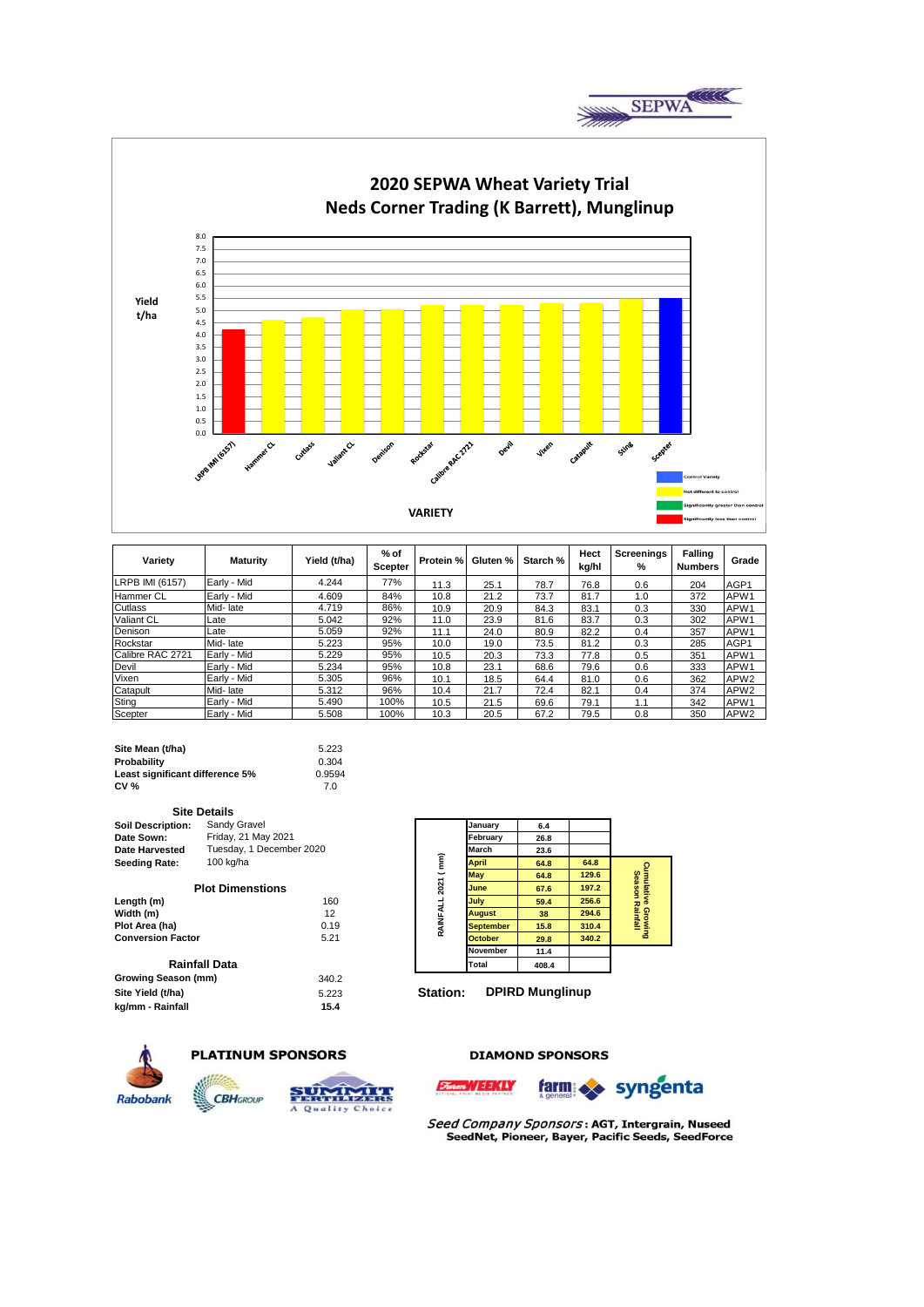SEPWA

# 2020 SEPWA Wheat Variety Trial
## Neds Corner Trading (K Barrett), Munglinup

Yield t/ha

8.0
7.5
7.0
6.5
6.0
5.5
5.0
4.5
4.0
3.5
3.0
2.5
2.0
1.5
1.0
0.5
0.0

LRPB IMI (6157)
Hammer CL
Cutlass
Valiant CL
Denison
Rockstar
Calibre RAC 2721
Devil
Vixen
Catapult
Sting
Scepter

VARIETY

Control Variety
Not different to control
Significantly greater than control
Significantly less than control

| Variety | Maturity | Yield (t/ha) | % of Scepter | Protein % | Gluten % | Starch % | Hect kg/hl | Screenings % | Falling Numbers | Grade |
|---|---|---|---|---|---|---|---|---|---|---|
| LRPB IMI (6157) | Early - Mid | 4.244 | 77% | 11.3 | 25.1 | 78.7 | 76.8 | 0.6 | 204 | AGP1 |
| Hammer CL | Early - Mid | 4.609 | 84% | 10.8 | 21.2 | 73.7 | 81.7 | 1.0 | 372 | APW1 |
| Cutlass | Mid- late | 4.719 | 86% | 10.9 | 20.9 | 84.3 | 83.1 | 0.3 | 330 | APW1 |
| Valiant CL | Late | 5.042 | 92% | 11.0 | 23.9 | 81.6 | 83.7 | 0.3 | 302 | APW1 |
| Denison | Late | 5.059 | 92% | 11.1 | 24.0 | 80.9 | 82.2 | 0.4 | 357 | APW1 |
| Rockstar | Mid- late | 5.223 | 95% | 10.0 | 19.0 | 73.5 | 81.2 | 0.3 | 285 | AGP1 |
| Calibre RAC 2721 | Early - Mid | 5.229 | 95% | 10.5 | 20.3 | 73.3 | 77.8 | 0.5 | 351 | APW1 |
| Devil | Early - Mid | 5.234 | 95% | 10.8 | 23.1 | 68.6 | 79.6 | 0.6 | 333 | APW1 |
| Vixen | Early - Mid | 5.305 | 96% | 10.1 | 18.5 | 64.4 | 81.0 | 0.6 | 362 | APW2 |
| Catapult | Mid- late | 5.312 | 96% | 10.4 | 21.7 | 72.4 | 82.1 | 0.4 | 374 | APW2 |
| Sting | Early - Mid | 5.490 | 100% | 10.5 | 21.5 | 69.6 | 79.1 | 1.1 | 342 | APW1 |
| Scepter | Early - Mid | 5.508 | 100% | 10.3 | 20.5 | 67.2 | 79.5 | 0.8 | 350 | APW2 |

| | |
|---|---|
| **Site Mean (t/ha)** | 5.223 |
| **Probability** | 0.304 |
| **Least significant difference 5%** | 0.9594 |
| **CV %** | 7.0 |

### Site Details

| | |
|---|---|
| **Soil Description:** | Sandy Gravel |
| **Date Sown:** | Friday, 21 May 2021 |
| **Date Harvested** | Tuesday, 1 December 2020 |
| **Seeding Rate:** | 100 kg/ha |

### Plot Dimenstions

| | |
|---|---|
| **Length (m)** | 160 |
| **Width (m)** | 12 |
| **Plot Area (ha)** | 0.19 |
| **Conversion Factor** | 5.21 |

### Rainfall Data

| | |
|---|---|
| **Growing Season (mm)** | 340.2 |
| **Site Yield (t/ha)** | 5.223 |
| **kg/mm - Rainfall** | 15.4 |

RAINFALL 2021 ( mm)

| Month | Rainfall | Cumulative Growing Season Rainfall |
|---|---|---|
| January | 6.4 | |
| February | 26.8 | |
| March | 23.6 | |
| April | 64.8 | 64.8 |
| May | 64.8 | 129.6 |
| June | 67.6 | 197.2 |
| July | 59.4 | 256.6 |
| August | 38 | 294.6 |
| September | 15.8 | 310.4 |
| October | 29.8 | 340.2 |
| November | 11.4 | |
| Total | 408.4 | |

**Station:** **DPIRD Munglinup**

**PLATINUM SPONSORS**

Rabobank, CBH Group, Summit Fertilizers

**DIAMOND SPONSORS**

Farm Weekly, farm & general, syngenta

*Seed Company Sponsors*: **AGT, Intergrain, Nuseed SeedNet, Pioneer, Bayer, Pacific Seeds, SeedForce**